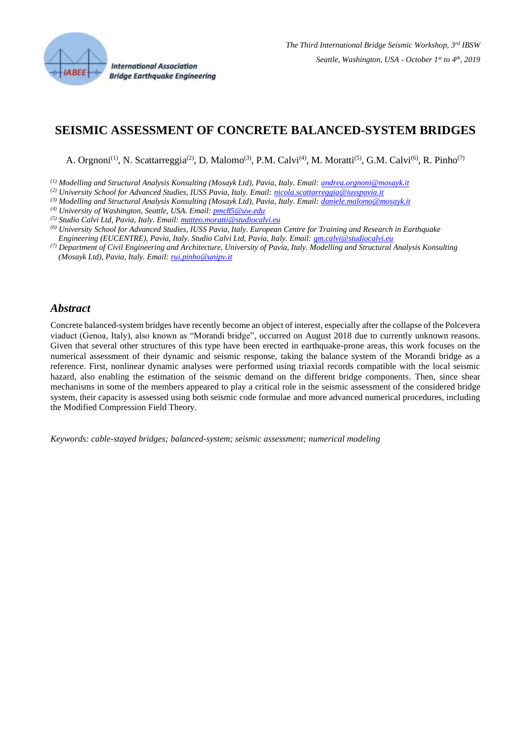# SEISMIC ASSESSMENT OF CONCRETE BALANCED-SYSTEM BRIDGES

A. Orgnoni[1], N. Scattarreggia[2], D. Malomo[3], P.M. Calvi[4], M. Moratti[5], G.M. Calvi[6], R. Pinho[7]

*[1] Modelling and Structural Analysis Konsulting (Mosayk Ltd), Pavia, Italy. Email: andrea.orgnoni@mosayk.it*
*[2] University School for Advanced Studies, IUSS Pavia, Italy. Email: nicola.scattarreggia@iusspavia.it*
*[3] Modelling and Structural Analysis Konsulting (Mosayk Ltd), Pavia, Italy. Email: daniele.malomo@mosayk.it*
*[4] University of Washington, Seattle, USA. Email: pmc85@uw.edu*
*[5] Studio Calvi Ltd, Pavia, Italy. Email: matteo.moratti@studiocalvi.eu*
*[6] University School for Advanced Studies, IUSS Pavia, Italy. European Centre for Training and Research in Earthquake Engineering (EUCENTRE), Pavia, Italy. Studio Calvi Ltd, Pavia, Italy. Email: gm.calvi@studiocalvi.eu*
*[7] Department of Civil Engineering and Architecture, University of Pavia, Italy. Modelling and Structural Analysis Konsulting (Mosayk Ltd), Pavia, Italy. Email: rui.pinho@unipv.it*

## *Abstract*

Concrete balanced-system bridges have recently become an object of interest, especially after the collapse of the Polcevera viaduct (Genoa, Italy), also known as "Morandi bridge", occurred on August 2018 due to currently unknown reasons. Given that several other structures of this type have been erected in earthquake-prone areas, this work focuses on the numerical assessment of their dynamic and seismic response, taking the balance system of the Morandi bridge as a reference. First, nonlinear dynamic analyses were performed using triaxial records compatible with the local seismic hazard, also enabling the estimation of the seismic demand on the different bridge components. Then, since shear mechanisms in some of the members appeared to play a critical role in the seismic assessment of the considered bridge system, their capacity is assessed using both seismic code formulae and more advanced numerical procedures, including the Modified Compression Field Theory.

*Keywords: cable-stayed bridges; balanced-system; seismic assessment; numerical modeling*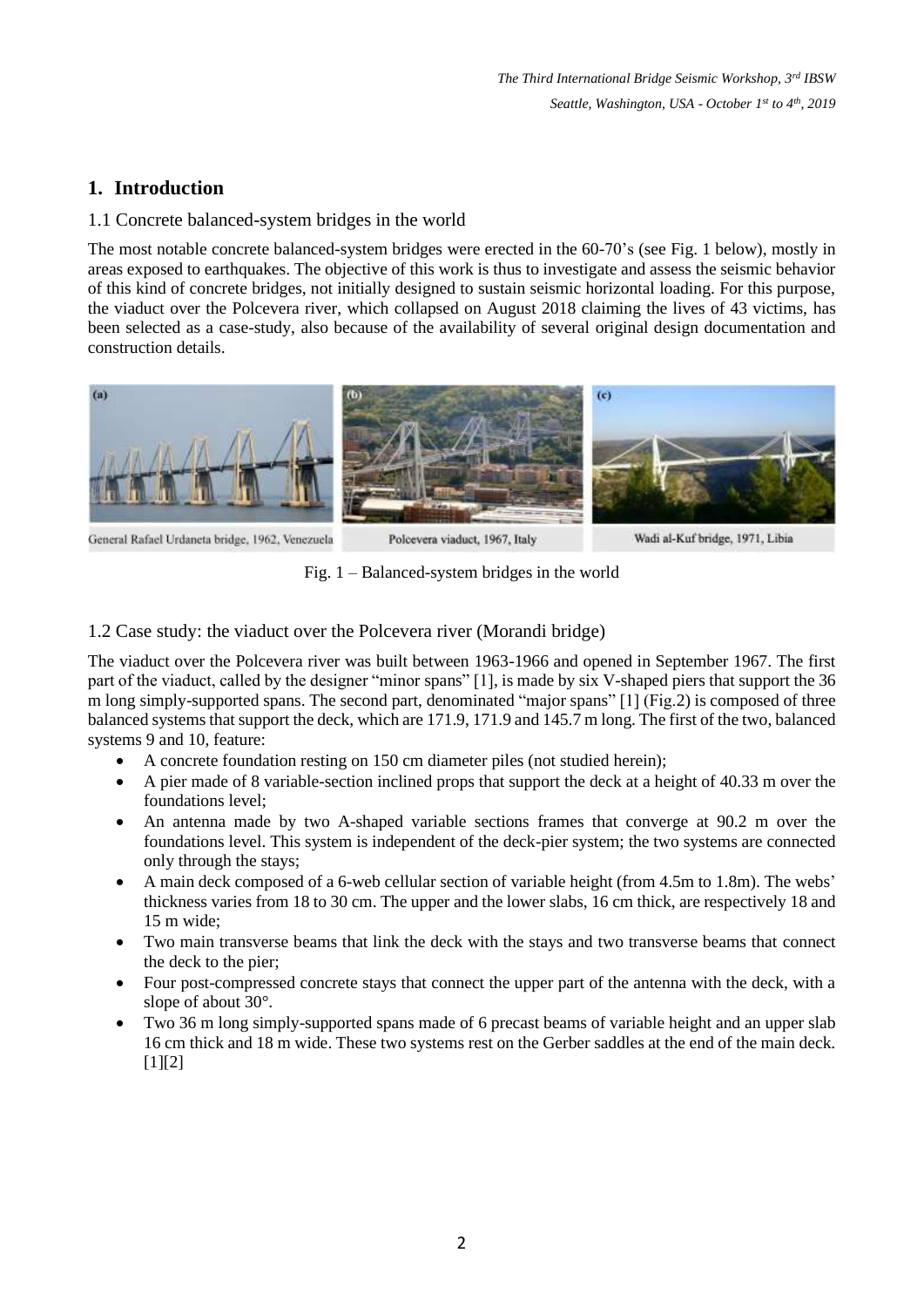# 1. Introduction

## 1.1 Concrete balanced-system bridges in the world

The most notable concrete balanced-system bridges were erected in the 60-70's (see Fig. 1 below), mostly in areas exposed to earthquakes. The objective of this work is thus to investigate and assess the seismic behavior of this kind of concrete bridges, not initially designed to sustain seismic horizontal loading. For this purpose, the viaduct over the Polcevera river, which collapsed on August 2018 claiming the lives of 43 victims, has been selected as a case-study, also because of the availability of several original design documentation and construction details.

(a) General Rafael Urdaneta bridge, 1962, Venezuela (b) Polcevera viaduct, 1967, Italy (c) Wadi al-Kuf bridge, 1971, Libia

Fig. 1 – Balanced-system bridges in the world

## 1.2 Case study: the viaduct over the Polcevera river (Morandi bridge)

The viaduct over the Polcevera river was built between 1963-1966 and opened in September 1967. The first part of the viaduct, called by the designer "minor spans" [1], is made by six V-shaped piers that support the 36 m long simply-supported spans. The second part, denominated "major spans" [1] (Fig.2) is composed of three balanced systems that support the deck, which are 171.9, 171.9 and 145.7 m long. The first of the two, balanced systems 9 and 10, feature:

- A concrete foundation resting on 150 cm diameter piles (not studied herein);
- A pier made of 8 variable-section inclined props that support the deck at a height of 40.33 m over the foundations level;
- An antenna made by two A-shaped variable sections frames that converge at 90.2 m over the foundations level. This system is independent of the deck-pier system; the two systems are connected only through the stays;
- A main deck composed of a 6-web cellular section of variable height (from 4.5m to 1.8m). The webs' thickness varies from 18 to 30 cm. The upper and the lower slabs, 16 cm thick, are respectively 18 and 15 m wide;
- Two main transverse beams that link the deck with the stays and two transverse beams that connect the deck to the pier;
- Four post-compressed concrete stays that connect the upper part of the antenna with the deck, with a slope of about 30°.
- Two 36 m long simply-supported spans made of 6 precast beams of variable height and an upper slab 16 cm thick and 18 m wide. These two systems rest on the Gerber saddles at the end of the main deck. [1][2]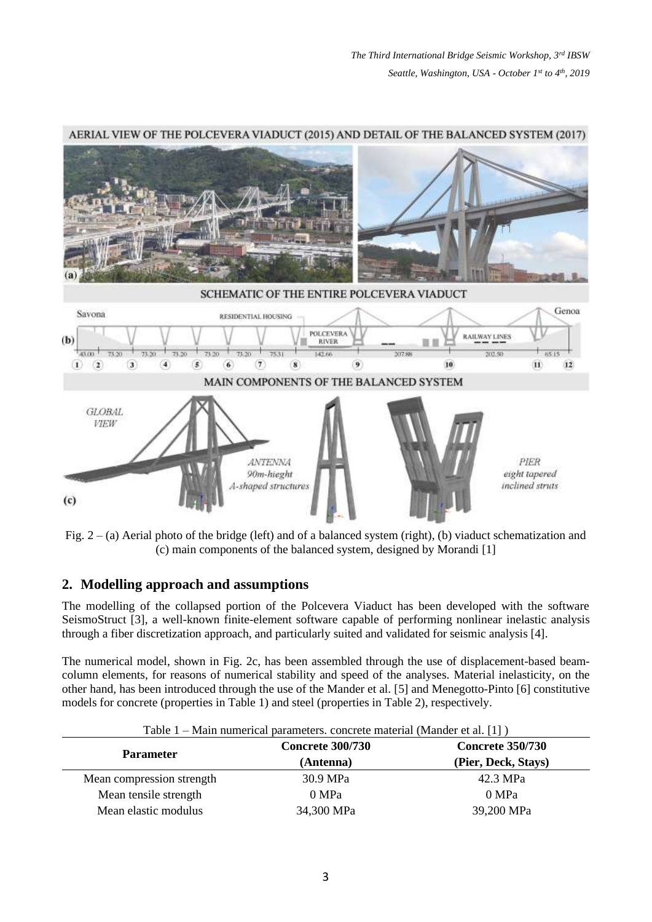Fig. 2 – (a) Aerial photo of the bridge (left) and of a balanced system (right), (b) viaduct schematization and (c) main components of the balanced system, designed by Morandi [1]

## 2. Modelling approach and assumptions

The modelling of the collapsed portion of the Polcevera Viaduct has been developed with the software SeismoStruct [3], a well-known finite-element software capable of performing nonlinear inelastic analysis through a fiber discretization approach, and particularly suited and validated for seismic analysis [4].

The numerical model, shown in Fig. 2c, has been assembled through the use of displacement-based beam-column elements, for reasons of numerical stability and speed of the analyses. Material inelasticity, on the other hand, has been introduced through the use of the Mander et al. [5] and Menegotto-Pinto [6] constitutive models for concrete (properties in Table 1) and steel (properties in Table 2), respectively.

Table 1 – Main numerical parameters. concrete material (Mander et al. [1] )

| Parameter | Concrete 300/730 (Antenna) | Concrete 350/730 (Pier, Deck, Stays) |
|---|---|---|
| Mean compression strength | 30.9 MPa | 42.3 MPa |
| Mean tensile strength | 0 MPa | 0 MPa |
| Mean elastic modulus | 34,300 MPa | 39,200 MPa |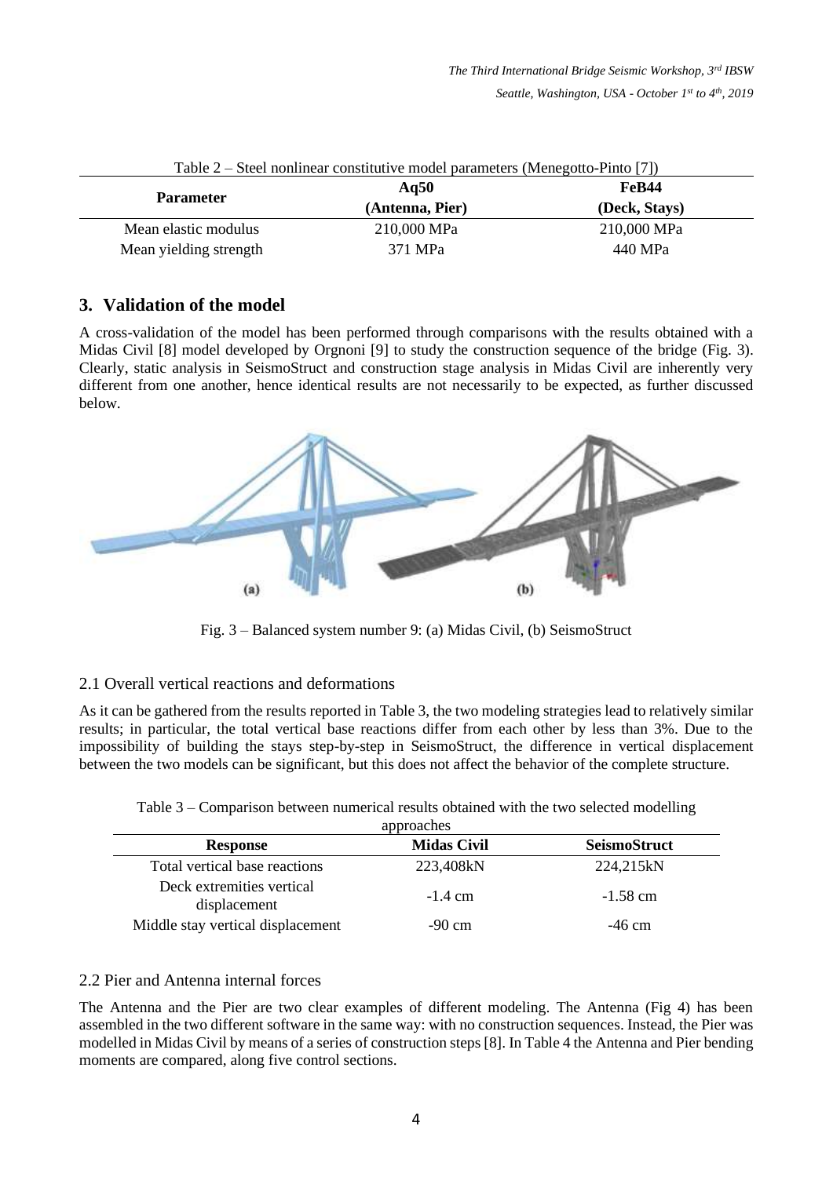Table 2 – Steel nonlinear constitutive model parameters (Menegotto-Pinto [7])

| Parameter | Aq50 (Antenna, Pier) | FeB44 (Deck, Stays) |
|---|---|---|
| Mean elastic modulus | 210,000 MPa | 210,000 MPa |
| Mean yielding strength | 371 MPa | 440 MPa |

## 3. Validation of the model

A cross-validation of the model has been performed through comparisons with the results obtained with a Midas Civil [8] model developed by Orgnoni [9] to study the construction sequence of the bridge (Fig. 3). Clearly, static analysis in SeismoStruct and construction stage analysis in Midas Civil are inherently very different from one another, hence identical results are not necessarily to be expected, as further discussed below.

Fig. 3 – Balanced system number 9: (a) Midas Civil, (b) SeismoStruct

### 2.1 Overall vertical reactions and deformations

As it can be gathered from the results reported in Table 3, the two modeling strategies lead to relatively similar results; in particular, the total vertical base reactions differ from each other by less than 3%. Due to the impossibility of building the stays step-by-step in SeismoStruct, the difference in vertical displacement between the two models can be significant, but this does not affect the behavior of the complete structure.

Table 3 – Comparison between numerical results obtained with the two selected modelling approaches

| Response | Midas Civil | SeismoStruct |
|---|---|---|
| Total vertical base reactions | 223,408kN | 224,215kN |
| Deck extremities vertical displacement | -1.4 cm | -1.58 cm |
| Middle stay vertical displacement | -90 cm | -46 cm |

### 2.2 Pier and Antenna internal forces

The Antenna and the Pier are two clear examples of different modeling. The Antenna (Fig 4) has been assembled in the two different software in the same way: with no construction sequences. Instead, the Pier was modelled in Midas Civil by means of a series of construction steps [8]. In Table 4 the Antenna and Pier bending moments are compared, along five control sections.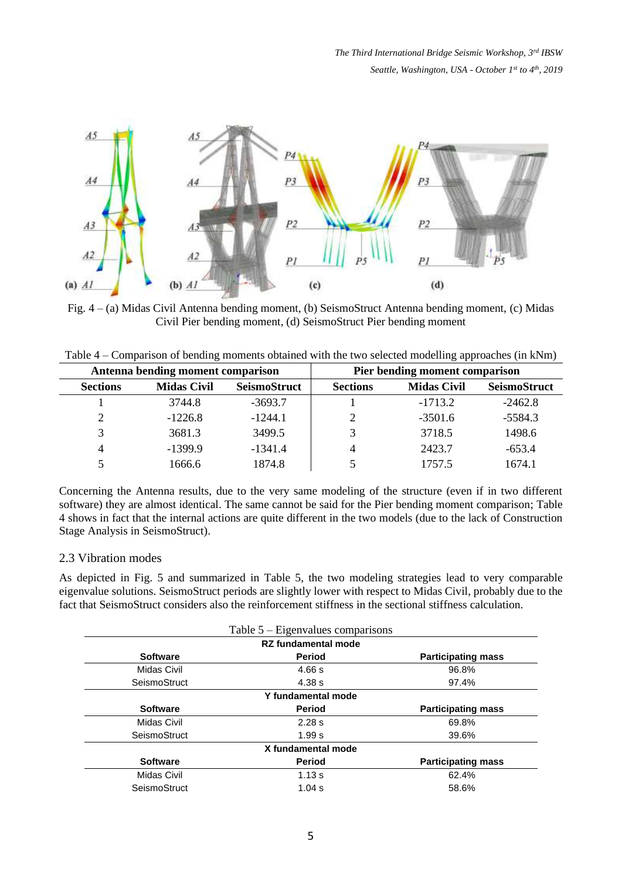Fig. 4 – (a) Midas Civil Antenna bending moment, (b) SeismoStruct Antenna bending moment, (c) Midas Civil Pier bending moment, (d) SeismoStruct Pier bending moment

Table 4 – Comparison of bending moments obtained with the two selected modelling approaches (in kNm)

| Antenna bending moment comparison | | | Pier bending moment comparison | | |
|---|---|---|---|---|---|
| **Sections** | **Midas Civil** | **SeismoStruct** | **Sections** | **Midas Civil** | **SeismoStruct** |
| 1 | 3744.8 | -3693.7 | 1 | -1713.2 | -2462.8 |
| 2 | -1226.8 | -1244.1 | 2 | -3501.6 | -5584.3 |
| 3 | 3681.3 | 3499.5 | 3 | 3718.5 | 1498.6 |
| 4 | -1399.9 | -1341.4 | 4 | 2423.7 | -653.4 |
| 5 | 1666.6 | 1874.8 | 5 | 1757.5 | 1674.1 |

Concerning the Antenna results, due to the very same modeling of the structure (even if in two different software) they are almost identical. The same cannot be said for the Pier bending moment comparison; Table 4 shows in fact that the internal actions are quite different in the two models (due to the lack of Construction Stage Analysis in SeismoStruct).

## 2.3 Vibration modes

As depicted in Fig. 5 and summarized in Table 5, the two modeling strategies lead to very comparable eigenvalue solutions. SeismoStruct periods are slightly lower with respect to Midas Civil, probably due to the fact that SeismoStruct considers also the reinforcement stiffness in the sectional stiffness calculation.

Table 5 – Eigenvalues comparisons

| RZ fundamental mode | | |
|---|---|---|
| **Software** | **Period** | **Participating mass** |
| Midas Civil | 4.66 s | 96.8% |
| SeismoStruct | 4.38 s | 97.4% |
| **Y fundamental mode** | | |
| **Software** | **Period** | **Participating mass** |
| Midas Civil | 2.28 s | 69.8% |
| SeismoStruct | 1.99 s | 39.6% |
| **X fundamental mode** | | |
| **Software** | **Period** | **Participating mass** |
| Midas Civil | 1.13 s | 62.4% |
| SeismoStruct | 1.04 s | 58.6% |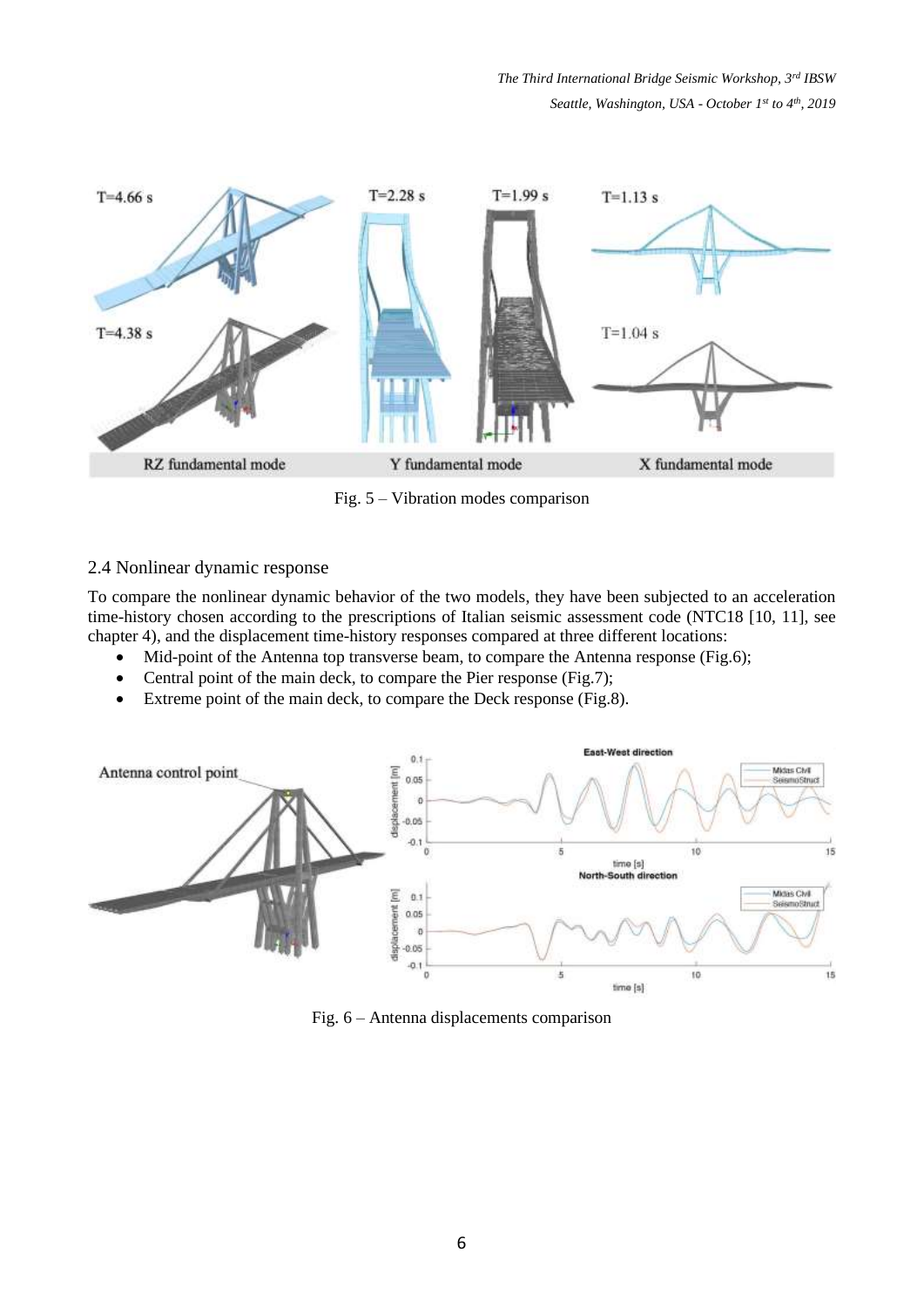Fig. 5 – Vibration modes comparison

## 2.4 Nonlinear dynamic response

To compare the nonlinear dynamic behavior of the two models, they have been subjected to an acceleration time-history chosen according to the prescriptions of Italian seismic assessment code (NTC18 [10, 11], see chapter 4), and the displacement time-history responses compared at three different locations:

- Mid-point of the Antenna top transverse beam, to compare the Antenna response (Fig.6);
- Central point of the main deck, to compare the Pier response (Fig.7);
- Extreme point of the main deck, to compare the Deck response (Fig.8).

Fig. 6 – Antenna displacements comparison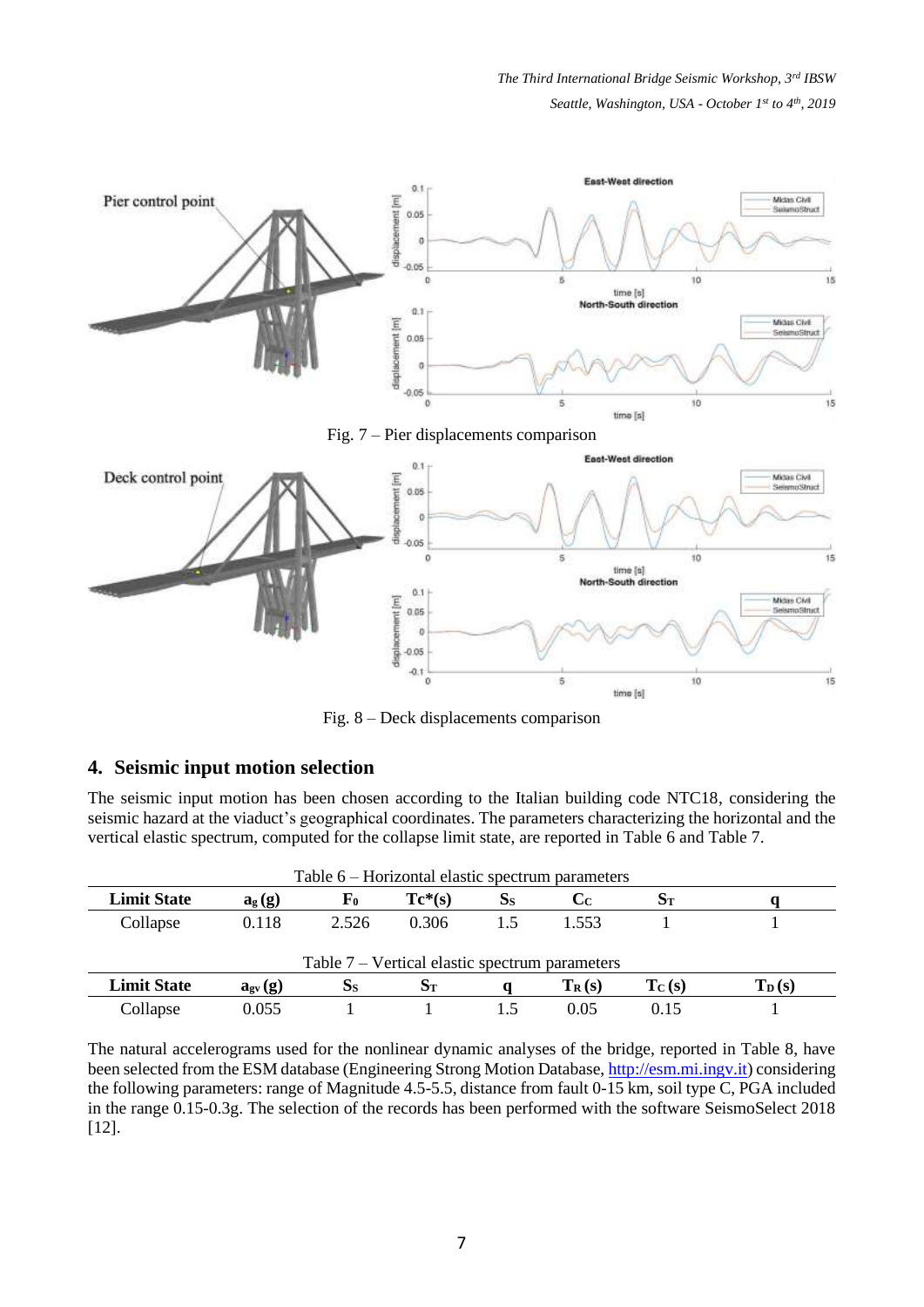Fig. 7 – Pier displacements comparison

Fig. 8 – Deck displacements comparison

## 4. Seismic input motion selection

The seismic input motion has been chosen according to the Italian building code NTC18, considering the seismic hazard at the viaduct's geographical coordinates. The parameters characterizing the horizontal and the vertical elastic spectrum, computed for the collapse limit state, are reported in Table 6 and Table 7.

Table 6 – Horizontal elastic spectrum parameters

| Limit State | $a_g$ (g) | $F_0$ | $T_C$*(s) | $S_S$ | $C_C$ | $S_T$ | q |
|---|---|---|---|---|---|---|---|
| Collapse | 0.118 | 2.526 | 0.306 | 1.5 | 1.553 | 1 | 1 |

Table 7 – Vertical elastic spectrum parameters

| Limit State | $a_{gv}$ (g) | $S_S$ | $S_T$ | q | $T_R$ (s) | $T_C$ (s) | $T_D$ (s) |
|---|---|---|---|---|---|---|---|
| Collapse | 0.055 | 1 | 1 | 1.5 | 0.05 | 0.15 | 1 |

The natural accelerograms used for the nonlinear dynamic analyses of the bridge, reported in Table 8, have been selected from the ESM database (Engineering Strong Motion Database, http://esm.mi.ingv.it) considering the following parameters: range of Magnitude 4.5-5.5, distance from fault 0-15 km, soil type C, PGA included in the range 0.15-0.3g. The selection of the records has been performed with the software SeismoSelect 2018 [12].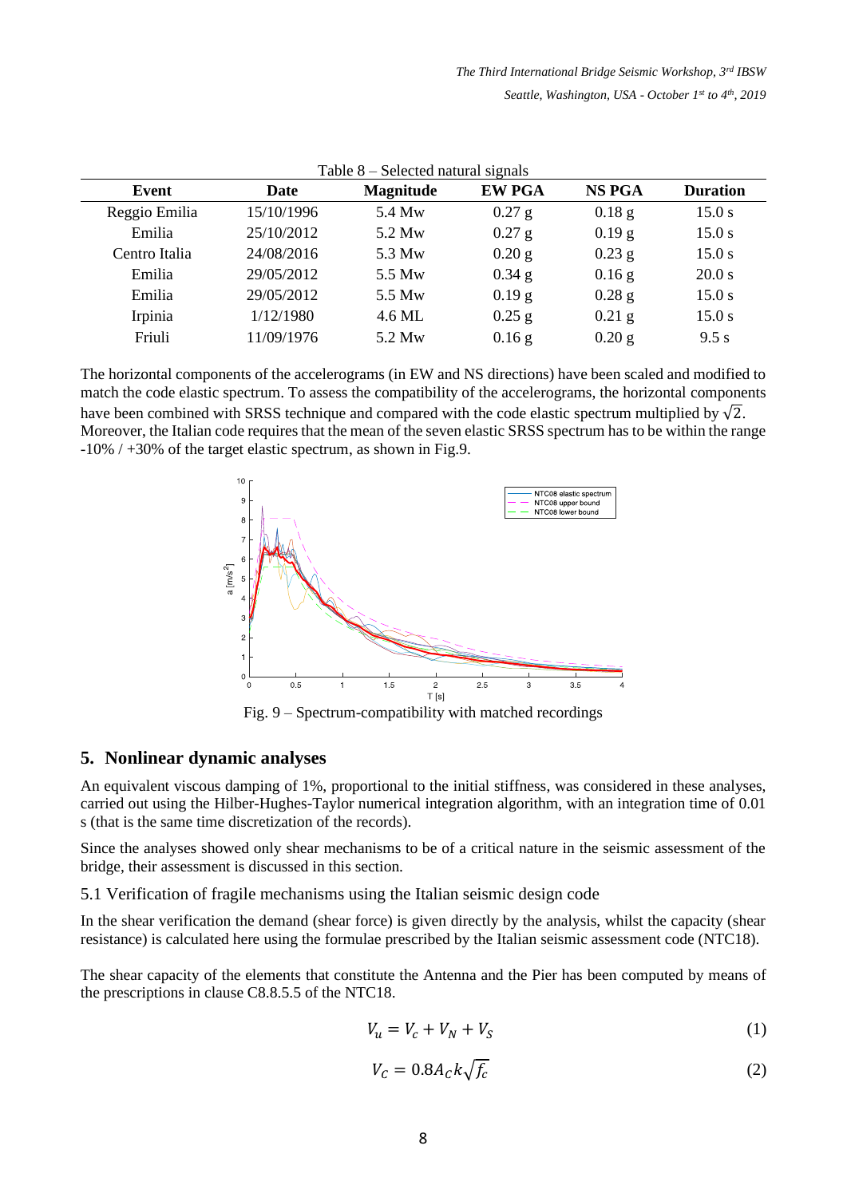Table 8 – Selected natural signals

| Event | Date | Magnitude | EW PGA | NS PGA | Duration |
|---|---|---|---|---|---|
| Reggio Emilia | 15/10/1996 | 5.4 Mw | 0.27 g | 0.18 g | 15.0 s |
| Emilia | 25/10/2012 | 5.2 Mw | 0.27 g | 0.19 g | 15.0 s |
| Centro Italia | 24/08/2016 | 5.3 Mw | 0.20 g | 0.23 g | 15.0 s |
| Emilia | 29/05/2012 | 5.5 Mw | 0.34 g | 0.16 g | 20.0 s |
| Emilia | 29/05/2012 | 5.5 Mw | 0.19 g | 0.28 g | 15.0 s |
| Irpinia | 1/12/1980 | 4.6 ML | 0.25 g | 0.21 g | 15.0 s |
| Friuli | 11/09/1976 | 5.2 Mw | 0.16 g | 0.20 g | 9.5 s |

The horizontal components of the accelerograms (in EW and NS directions) have been scaled and modified to match the code elastic spectrum. To assess the compatibility of the accelerograms, the horizontal components have been combined with SRSS technique and compared with the code elastic spectrum multiplied by $\sqrt{2}$. Moreover, the Italian code requires that the mean of the seven elastic SRSS spectrum has to be within the range -10% / +30% of the target elastic spectrum, as shown in Fig.9.

Fig. 9 – Spectrum-compatibility with matched recordings

## 5. Nonlinear dynamic analyses

An equivalent viscous damping of 1%, proportional to the initial stiffness, was considered in these analyses, carried out using the Hilber-Hughes-Taylor numerical integration algorithm, with an integration time of 0.01 s (that is the same time discretization of the records).

Since the analyses showed only shear mechanisms to be of a critical nature in the seismic assessment of the bridge, their assessment is discussed in this section.

### 5.1 Verification of fragile mechanisms using the Italian seismic design code

In the shear verification the demand (shear force) is given directly by the analysis, whilst the capacity (shear resistance) is calculated here using the formulae prescribed by the Italian seismic assessment code (NTC18).

The shear capacity of the elements that constitute the Antenna and the Pier has been computed by means of the prescriptions in clause C8.8.5.5 of the NTC18.

$$V_u = V_c + V_N + V_S \tag{1}$$

$$V_C = 0.8 A_C k \sqrt{f_c} \tag{2}$$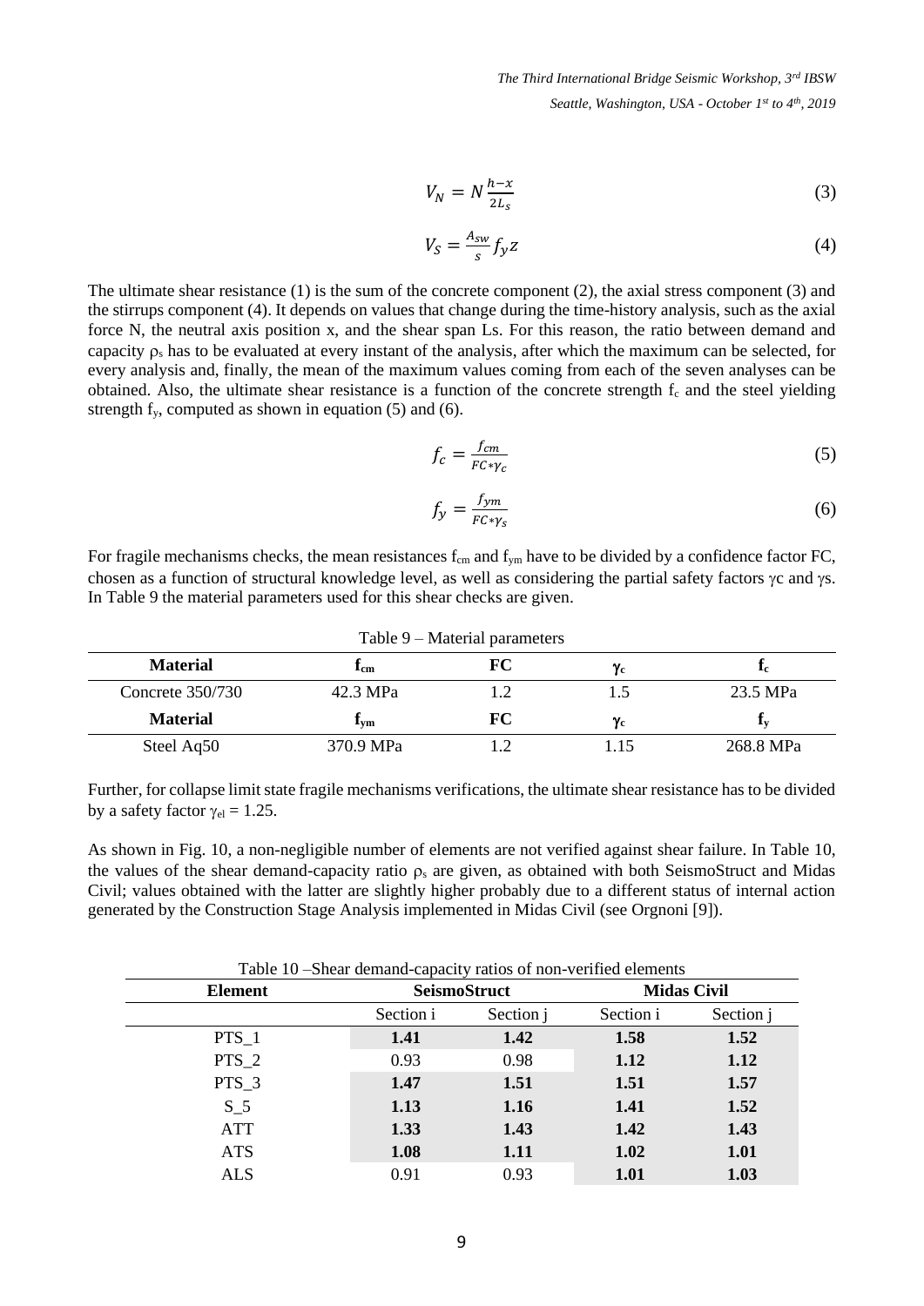$$V_N = N \frac{h-x}{2L_s} \tag{3}$$

$$V_S = \frac{A_{sw}}{s} f_y z \tag{4}$$

The ultimate shear resistance (1) is the sum of the concrete component (2), the axial stress component (3) and the stirrups component (4). It depends on values that change during the time-history analysis, such as the axial force N, the neutral axis position x, and the shear span Ls. For this reason, the ratio between demand and capacity $\rho_s$ has to be evaluated at every instant of the analysis, after which the maximum can be selected, for every analysis and, finally, the mean of the maximum values coming from each of the seven analyses can be obtained. Also, the ultimate shear resistance is a function of the concrete strength $f_c$ and the steel yielding strength $f_y$, computed as shown in equation (5) and (6).

$$f_c = \frac{f_{cm}}{FC * \gamma_c} \tag{5}$$

$$f_y = \frac{f_{ym}}{FC * \gamma_s} \tag{6}$$

For fragile mechanisms checks, the mean resistances $f_{cm}$ and $f_{ym}$ have to be divided by a confidence factor FC, chosen as a function of structural knowledge level, as well as considering the partial safety factors $\gamma$c and $\gamma$s. In Table 9 the material parameters used for this shear checks are given.

Table 9 – Material parameters

| Material | $f_{cm}$ | FC | $\gamma_c$ | $f_c$ |
|---|---|---|---|---|
| Concrete 350/730 | 42.3 MPa | 1.2 | 1.5 | 23.5 MPa |
| **Material** | **$f_{ym}$** | **FC** | **$\gamma_c$** | **$f_y$** |
| Steel Aq50 | 370.9 MPa | 1.2 | 1.15 | 268.8 MPa |

Further, for collapse limit state fragile mechanisms verifications, the ultimate shear resistance has to be divided by a safety factor $\gamma_{el} = 1.25$.

As shown in Fig. 10, a non-negligible number of elements are not verified against shear failure. In Table 10, the values of the shear demand-capacity ratio $\rho_s$ are given, as obtained with both SeismoStruct and Midas Civil; values obtained with the latter are slightly higher probably due to a different status of internal action generated by the Construction Stage Analysis implemented in Midas Civil (see Orgnoni [9]).

Table 10 –Shear demand-capacity ratios of non-verified elements

| Element | SeismoStruct | | Midas Civil | |
|---|---|---|---|---|
| | Section i | Section j | Section i | Section j |
| PTS_1 | **1.41** | **1.42** | **1.58** | **1.52** |
| PTS_2 | 0.93 | 0.98 | **1.12** | **1.12** |
| PTS_3 | **1.47** | **1.51** | **1.51** | **1.57** |
| S_5 | **1.13** | **1.16** | **1.41** | **1.52** |
| ATT | **1.33** | **1.43** | **1.42** | **1.43** |
| ATS | **1.08** | **1.11** | **1.02** | **1.01** |
| ALS | 0.91 | 0.93 | **1.01** | **1.03** |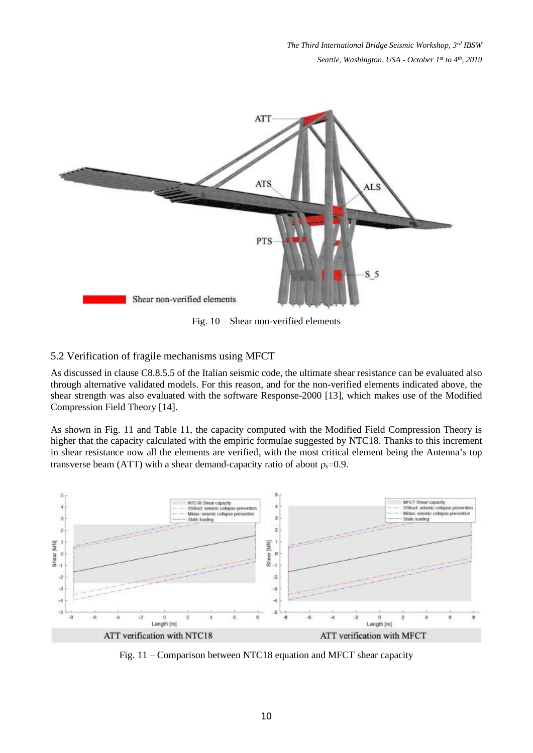Fig. 10 – Shear non-verified elements

## 5.2 Verification of fragile mechanisms using MFCT

As discussed in clause C8.8.5.5 of the Italian seismic code, the ultimate shear resistance can be evaluated also through alternative validated models. For this reason, and for the non-verified elements indicated above, the shear strength was also evaluated with the software Response-2000 [13], which makes use of the Modified Compression Field Theory [14].

As shown in Fig. 11 and Table 11, the capacity computed with the Modified Field Compression Theory is higher that the capacity calculated with the empiric formulae suggested by NTC18. Thanks to this increment in shear resistance now all the elements are verified, with the most critical element being the Antenna's top transverse beam (ATT) with a shear demand-capacity ratio of about $\rho_s$=0.9.

Fig. 11 – Comparison between NTC18 equation and MFCT shear capacity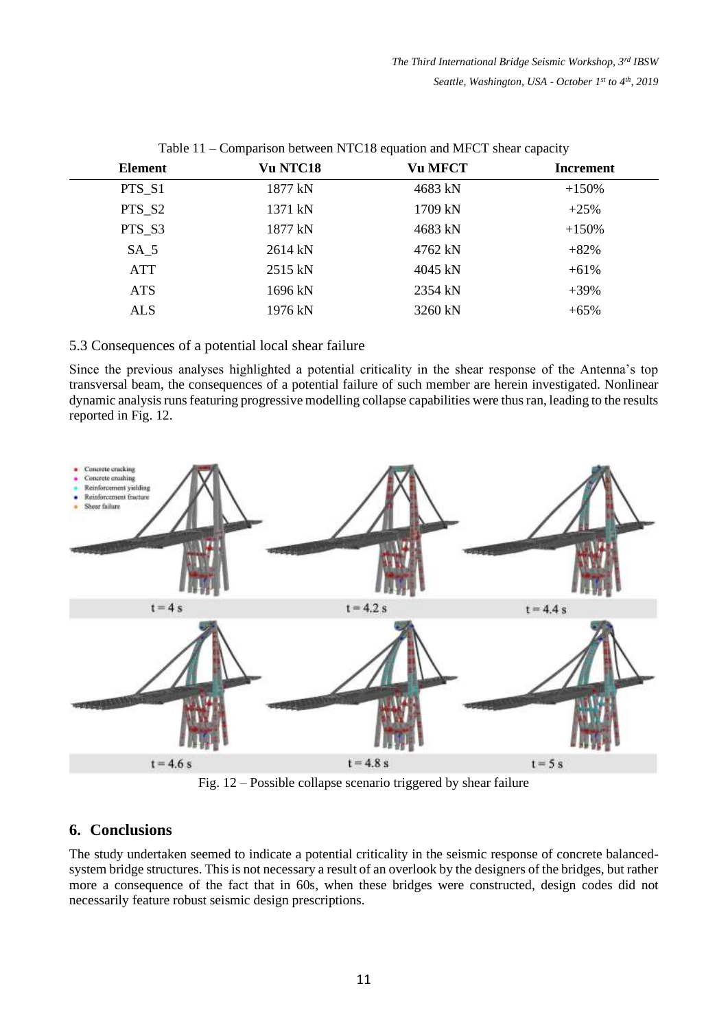Table 11 – Comparison between NTC18 equation and MFCT shear capacity

| Element | Vu NTC18 | Vu MFCT | Increment |
|---|---|---|---|
| PTS_S1 | 1877 kN | 4683 kN | +150% |
| PTS_S2 | 1371 kN | 1709 kN | +25% |
| PTS_S3 | 1877 kN | 4683 kN | +150% |
| SA_5 | 2614 kN | 4762 kN | +82% |
| ATT | 2515 kN | 4045 kN | +61% |
| ATS | 1696 kN | 2354 kN | +39% |
| ALS | 1976 kN | 3260 kN | +65% |

### 5.3 Consequences of a potential local shear failure

Since the previous analyses highlighted a potential criticality in the shear response of the Antenna's top transversal beam, the consequences of a potential failure of such member are herein investigated. Nonlinear dynamic analysis runs featuring progressive modelling collapse capabilities were thus ran, leading to the results reported in Fig. 12.

Fig. 12 – Possible collapse scenario triggered by shear failure

## 6. Conclusions

The study undertaken seemed to indicate a potential criticality in the seismic response of concrete balanced-system bridge structures. This is not necessary a result of an overlook by the designers of the bridges, but rather more a consequence of the fact that in 60s, when these bridges were constructed, design codes did not necessarily feature robust seismic design prescriptions.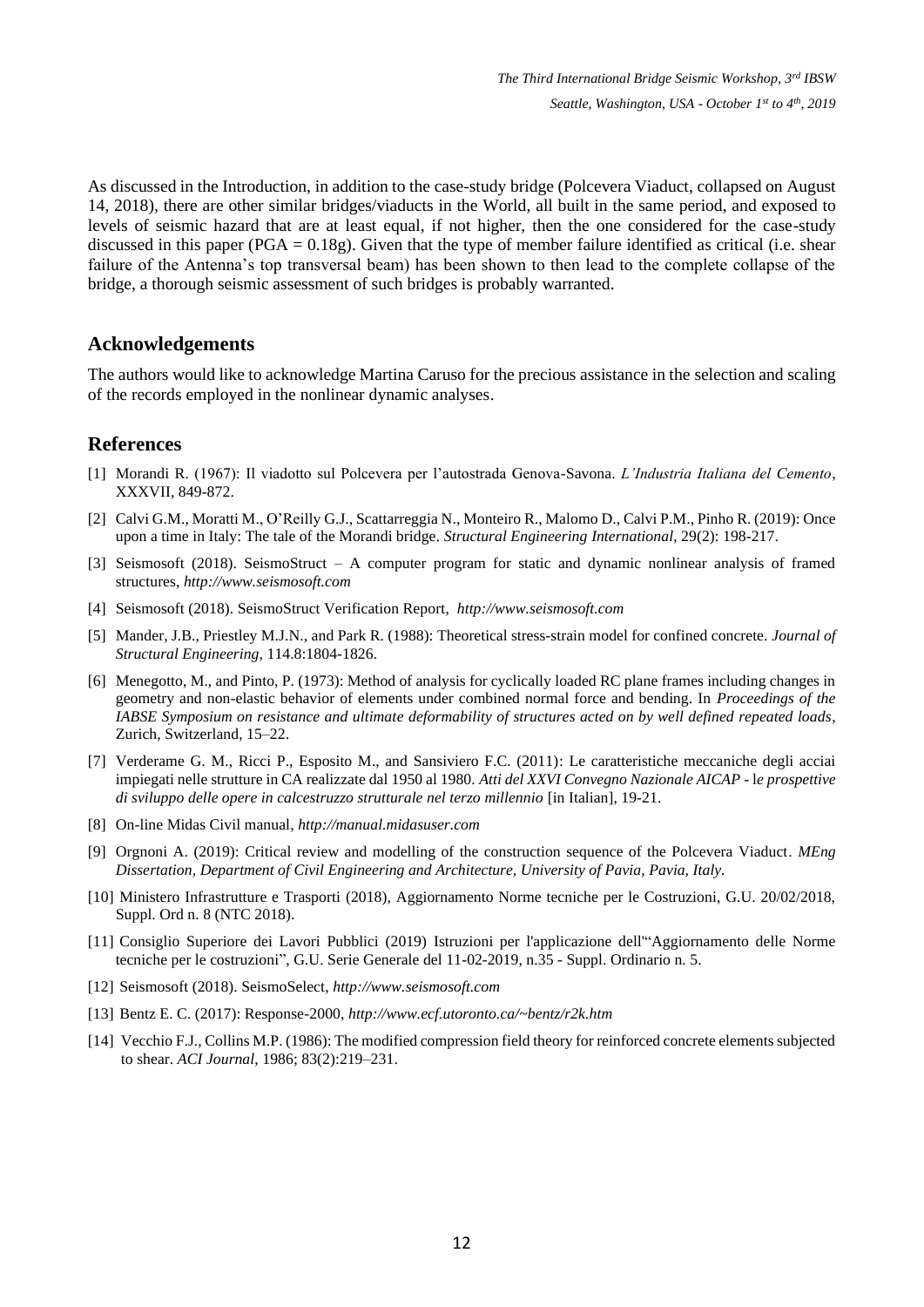As discussed in the Introduction, in addition to the case-study bridge (Polcevera Viaduct, collapsed on August 14, 2018), there are other similar bridges/viaducts in the World, all built in the same period, and exposed to levels of seismic hazard that are at least equal, if not higher, then the one considered for the case-study discussed in this paper (PGA = 0.18g). Given that the type of member failure identified as critical (i.e. shear failure of the Antenna's top transversal beam) has been shown to then lead to the complete collapse of the bridge, a thorough seismic assessment of such bridges is probably warranted.

## Acknowledgements

The authors would like to acknowledge Martina Caruso for the precious assistance in the selection and scaling of the records employed in the nonlinear dynamic analyses.

## References

[1] Morandi R. (1967): Il viadotto sul Polcevera per l'autostrada Genova-Savona. *L'Industria Italiana del Cemento*, XXXVII, 849-872.

[2] Calvi G.M., Moratti M., O'Reilly G.J., Scattarreggia N., Monteiro R., Malomo D., Calvi P.M., Pinho R. (2019): Once upon a time in Italy: The tale of the Morandi bridge. *Structural Engineering International*, 29(2): 198-217.

[3] Seismosoft (2018). SeismoStruct – A computer program for static and dynamic nonlinear analysis of framed structures, *http://www.seismosoft.com*

[4] Seismosoft (2018). SeismoStruct Verification Report, *http://www.seismosoft.com*

[5] Mander, J.B., Priestley M.J.N., and Park R. (1988): Theoretical stress-strain model for confined concrete. *Journal of Structural Engineering*, 114.8:1804-1826.

[6] Menegotto, M., and Pinto, P. (1973): Method of analysis for cyclically loaded RC plane frames including changes in geometry and non-elastic behavior of elements under combined normal force and bending. In *Proceedings of the IABSE Symposium on resistance and ultimate deformability of structures acted on by well defined repeated loads*, Zurich, Switzerland, 15–22.

[7] Verderame G. M., Ricci P., Esposito M., and Sansiviero F.C. (2011): Le caratteristiche meccaniche degli acciai impiegati nelle strutture in CA realizzate dal 1950 al 1980. *Atti del XXVI Convegno Nazionale AICAP - le prospettive di sviluppo delle opere in calcestruzzo strutturale nel terzo millennio* [in Italian], 19-21.

[8] On-line Midas Civil manual, *http://manual.midasuser.com*

[9] Orgnoni A. (2019): Critical review and modelling of the construction sequence of the Polcevera Viaduct. *MEng Dissertation, Department of Civil Engineering and Architecture, University of Pavia, Pavia, Italy.*

[10] Ministero Infrastrutture e Trasporti (2018), Aggiornamento Norme tecniche per le Costruzioni, G.U. 20/02/2018, Suppl. Ord n. 8 (NTC 2018).

[11] Consiglio Superiore dei Lavori Pubblici (2019) Istruzioni per l'applicazione dell'"Aggiornamento delle Norme tecniche per le costruzioni", G.U. Serie Generale del 11-02-2019, n.35 - Suppl. Ordinario n. 5.

[12] Seismosoft (2018). SeismoSelect, *http://www.seismosoft.com*

[13] Bentz E. C. (2017): Response-2000, *http://www.ecf.utoronto.ca/~bentz/r2k.htm*

[14] Vecchio F.J., Collins M.P. (1986): The modified compression field theory for reinforced concrete elements subjected to shear. *ACI Journal*, 1986; 83(2):219–231.